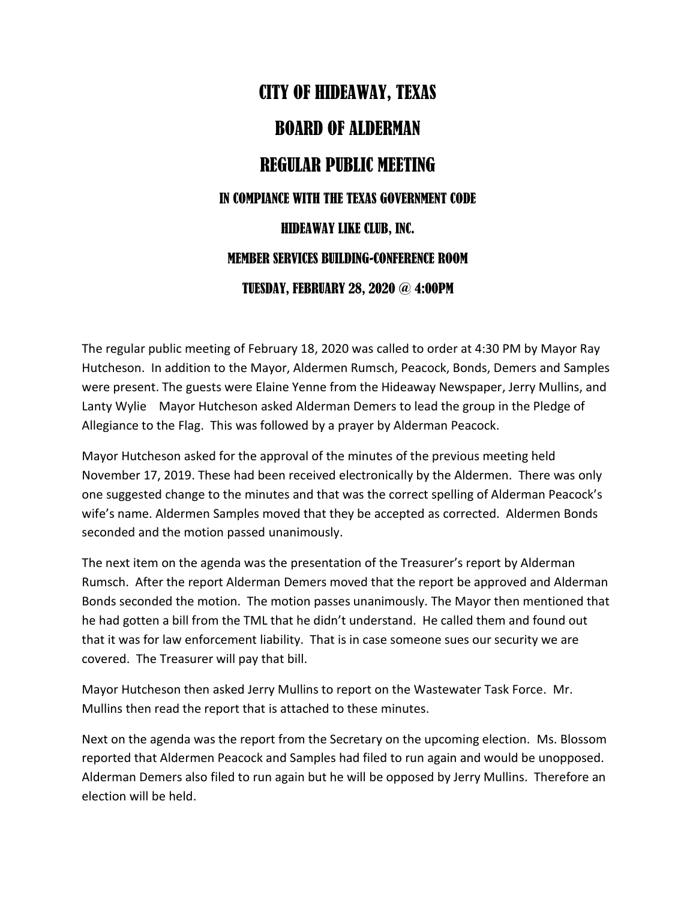# CITY OF HIDEAWAY, TEXAS

# BOARD OF ALDERMAN

# REGULAR PUBLIC MEETING

### IN COMPIANCE WITH THE TEXAS GOVERNMENT CODE

### HIDEAWAY LIKE CLUB, INC.

### MEMBER SERVICES BUILDING-CONFERENCE ROOM

### TUESDAY, FEBRUARY 28, 2020 @ 4:00PM

The regular public meeting of February 18, 2020 was called to order at 4:30 PM by Mayor Ray Hutcheson. In addition to the Mayor, Aldermen Rumsch, Peacock, Bonds, Demers and Samples were present. The guests were Elaine Yenne from the Hideaway Newspaper, Jerry Mullins, and Lanty Wylie Mayor Hutcheson asked Alderman Demers to lead the group in the Pledge of Allegiance to the Flag. This was followed by a prayer by Alderman Peacock.

Mayor Hutcheson asked for the approval of the minutes of the previous meeting held November 17, 2019. These had been received electronically by the Aldermen. There was only one suggested change to the minutes and that was the correct spelling of Alderman Peacock's wife's name. Aldermen Samples moved that they be accepted as corrected. Aldermen Bonds seconded and the motion passed unanimously.

The next item on the agenda was the presentation of the Treasurer's report by Alderman Rumsch. After the report Alderman Demers moved that the report be approved and Alderman Bonds seconded the motion. The motion passes unanimously. The Mayor then mentioned that he had gotten a bill from the TML that he didn't understand. He called them and found out that it was for law enforcement liability. That is in case someone sues our security we are covered. The Treasurer will pay that bill.

Mayor Hutcheson then asked Jerry Mullins to report on the Wastewater Task Force. Mr. Mullins then read the report that is attached to these minutes.

Next on the agenda was the report from the Secretary on the upcoming election. Ms. Blossom reported that Aldermen Peacock and Samples had filed to run again and would be unopposed. Alderman Demers also filed to run again but he will be opposed by Jerry Mullins. Therefore an election will be held.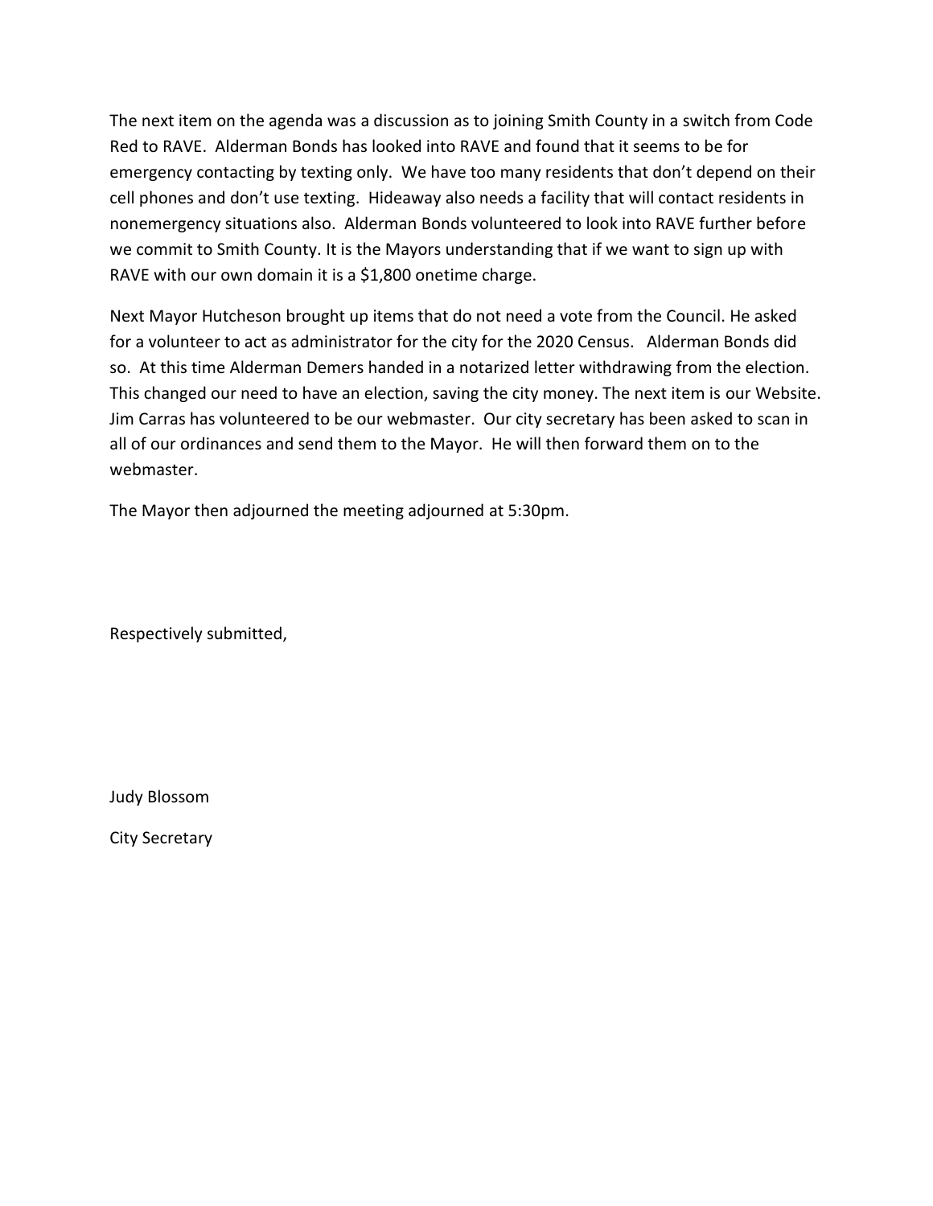The next item on the agenda was a discussion as to joining Smith County in a switch from Code Red to RAVE. Alderman Bonds has looked into RAVE and found that it seems to be for emergency contacting by texting only. We have too many residents that don't depend on their cell phones and don't use texting. Hideaway also needs a facility that will contact residents in nonemergency situations also. Alderman Bonds volunteered to look into RAVE further before we commit to Smith County. It is the Mayors understanding that if we want to sign up with RAVE with our own domain it is a $1,800 onetime charge.

Next Mayor Hutcheson brought up items that do not need a vote from the Council. He asked for a volunteer to act as administrator for the city for the 2020 Census. Alderman Bonds did so. At this time Alderman Demers handed in a notarized letter withdrawing from the election. This changed our need to have an election, saving the city money. The next item is our Website. Jim Carras has volunteered to be our webmaster. Our city secretary has been asked to scan in all of our ordinances and send them to the Mayor. He will then forward them on to the webmaster.

The Mayor then adjourned the meeting adjourned at 5:30pm.

Respectively submitted,

Judy Blossom

City Secretary